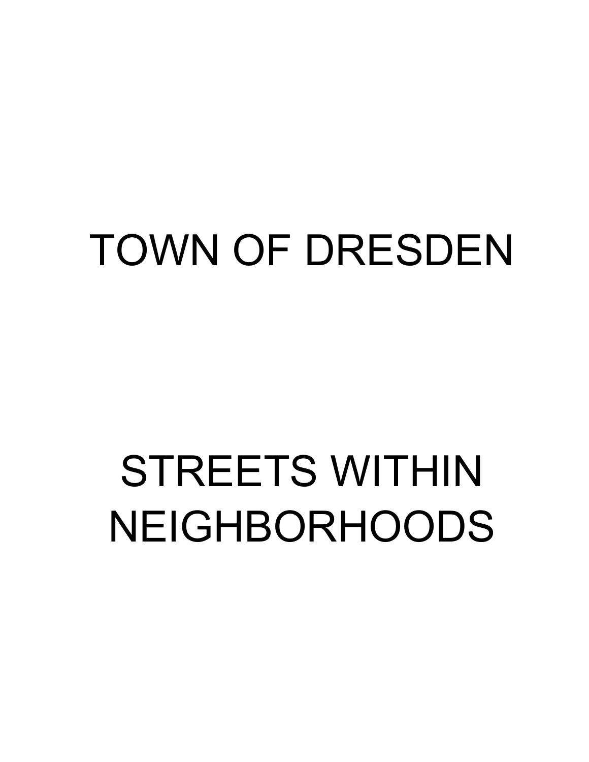# TOWN OF DRESDEN

# STREETS WITHIN NEIGHBORHOODS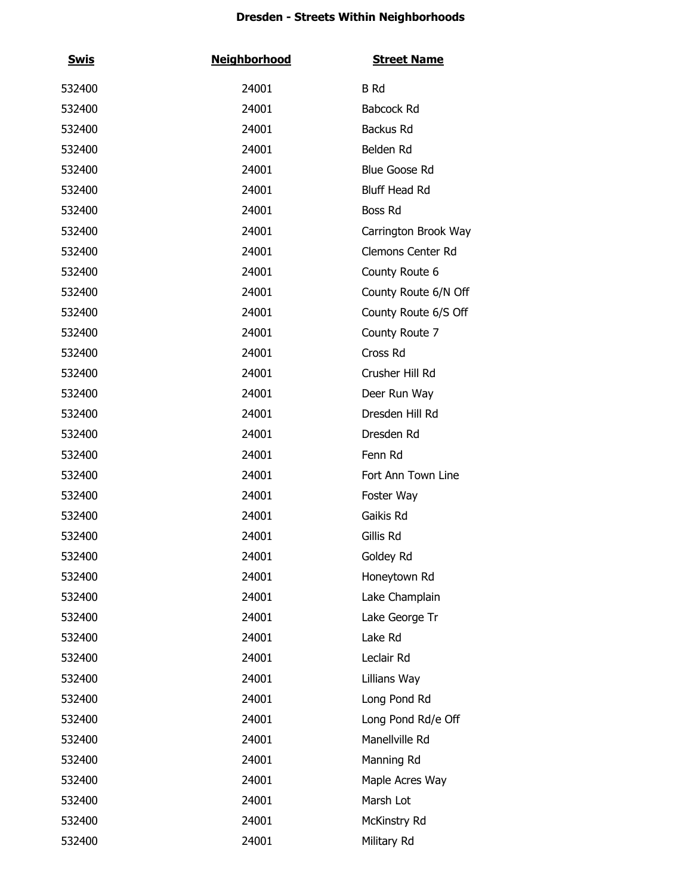**Dresden - Streets Within Neighborhoods**

| Swis | Neighborhood | Street Name |
|---|---|---|
| 532400 | 24001 | B Rd |
| 532400 | 24001 | Babcock Rd |
| 532400 | 24001 | Backus Rd |
| 532400 | 24001 | Belden Rd |
| 532400 | 24001 | Blue Goose Rd |
| 532400 | 24001 | Bluff Head Rd |
| 532400 | 24001 | Boss Rd |
| 532400 | 24001 | Carrington Brook Way |
| 532400 | 24001 | Clemons Center Rd |
| 532400 | 24001 | County Route 6 |
| 532400 | 24001 | County Route 6/N Off |
| 532400 | 24001 | County Route 6/S Off |
| 532400 | 24001 | County Route 7 |
| 532400 | 24001 | Cross Rd |
| 532400 | 24001 | Crusher Hill Rd |
| 532400 | 24001 | Deer Run Way |
| 532400 | 24001 | Dresden Hill Rd |
| 532400 | 24001 | Dresden Rd |
| 532400 | 24001 | Fenn Rd |
| 532400 | 24001 | Fort Ann Town Line |
| 532400 | 24001 | Foster Way |
| 532400 | 24001 | Gaikis Rd |
| 532400 | 24001 | Gillis Rd |
| 532400 | 24001 | Goldey Rd |
| 532400 | 24001 | Honeytown Rd |
| 532400 | 24001 | Lake Champlain |
| 532400 | 24001 | Lake George Tr |
| 532400 | 24001 | Lake Rd |
| 532400 | 24001 | Leclair Rd |
| 532400 | 24001 | Lillians Way |
| 532400 | 24001 | Long Pond Rd |
| 532400 | 24001 | Long Pond Rd/e Off |
| 532400 | 24001 | Manellville Rd |
| 532400 | 24001 | Manning Rd |
| 532400 | 24001 | Maple Acres Way |
| 532400 | 24001 | Marsh Lot |
| 532400 | 24001 | McKinstry Rd |
| 532400 | 24001 | Military Rd |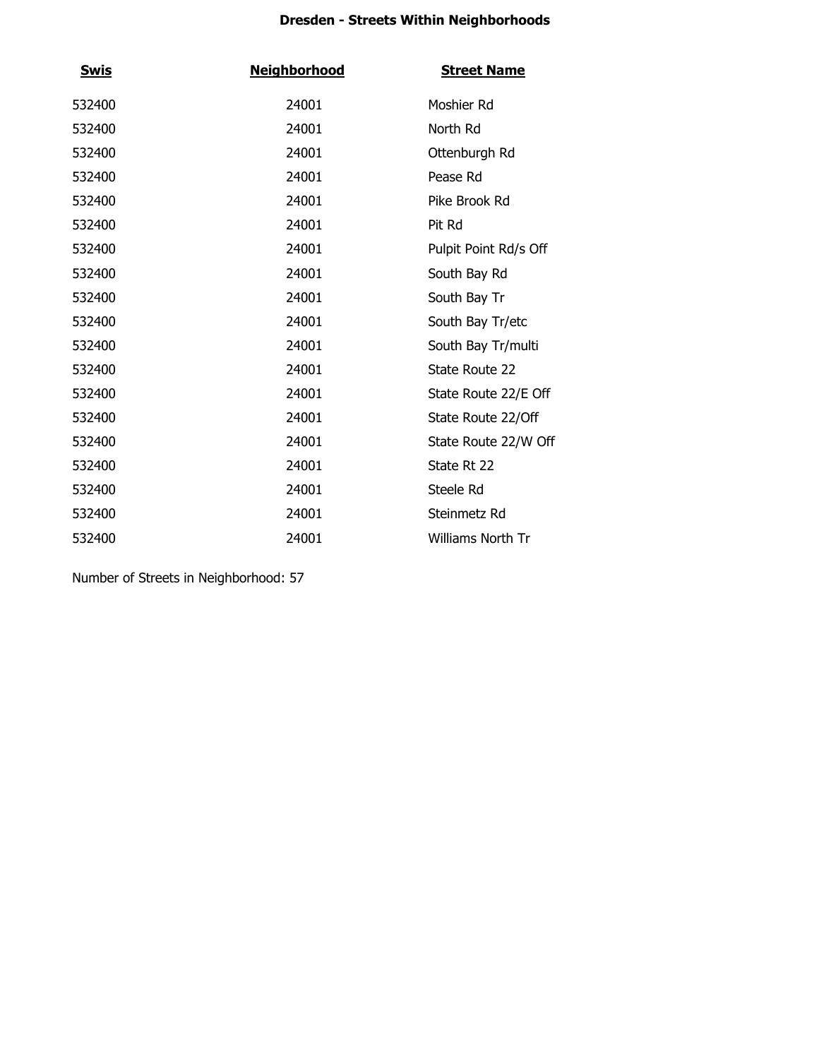# Dresden - Streets Within Neighborhoods

| Swis | Neighborhood | Street Name |
|---|---|---|
| 532400 | 24001 | Moshier Rd |
| 532400 | 24001 | North Rd |
| 532400 | 24001 | Ottenburgh Rd |
| 532400 | 24001 | Pease Rd |
| 532400 | 24001 | Pike Brook Rd |
| 532400 | 24001 | Pit Rd |
| 532400 | 24001 | Pulpit Point Rd/s Off |
| 532400 | 24001 | South Bay Rd |
| 532400 | 24001 | South Bay Tr |
| 532400 | 24001 | South Bay Tr/etc |
| 532400 | 24001 | South Bay Tr/multi |
| 532400 | 24001 | State Route 22 |
| 532400 | 24001 | State Route 22/E Off |
| 532400 | 24001 | State Route 22/Off |
| 532400 | 24001 | State Route 22/W Off |
| 532400 | 24001 | State Rt 22 |
| 532400 | 24001 | Steele Rd |
| 532400 | 24001 | Steinmetz Rd |
| 532400 | 24001 | Williams North Tr |

Number of Streets in Neighborhood: 57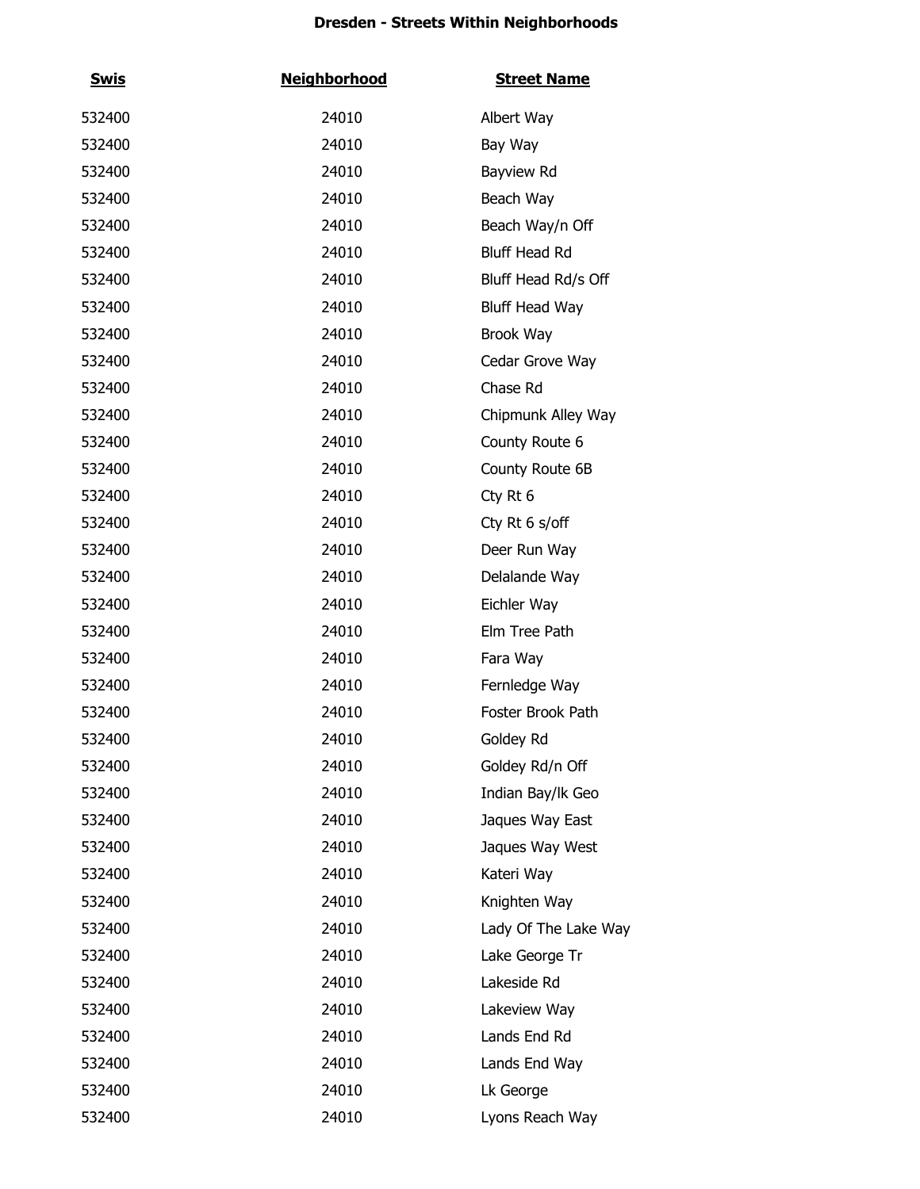# Dresden - Streets Within Neighborhoods

| Swis | Neighborhood | Street Name |
|---|---|---|
| 532400 | 24010 | Albert Way |
| 532400 | 24010 | Bay Way |
| 532400 | 24010 | Bayview Rd |
| 532400 | 24010 | Beach Way |
| 532400 | 24010 | Beach Way/n Off |
| 532400 | 24010 | Bluff Head Rd |
| 532400 | 24010 | Bluff Head Rd/s Off |
| 532400 | 24010 | Bluff Head Way |
| 532400 | 24010 | Brook Way |
| 532400 | 24010 | Cedar Grove Way |
| 532400 | 24010 | Chase Rd |
| 532400 | 24010 | Chipmunk Alley Way |
| 532400 | 24010 | County Route 6 |
| 532400 | 24010 | County Route 6B |
| 532400 | 24010 | Cty Rt 6 |
| 532400 | 24010 | Cty Rt 6 s/off |
| 532400 | 24010 | Deer Run Way |
| 532400 | 24010 | Delalande Way |
| 532400 | 24010 | Eichler Way |
| 532400 | 24010 | Elm Tree Path |
| 532400 | 24010 | Fara Way |
| 532400 | 24010 | Fernledge Way |
| 532400 | 24010 | Foster Brook Path |
| 532400 | 24010 | Goldey Rd |
| 532400 | 24010 | Goldey Rd/n Off |
| 532400 | 24010 | Indian Bay/lk Geo |
| 532400 | 24010 | Jaques Way East |
| 532400 | 24010 | Jaques Way West |
| 532400 | 24010 | Kateri Way |
| 532400 | 24010 | Knighten Way |
| 532400 | 24010 | Lady Of The Lake Way |
| 532400 | 24010 | Lake George Tr |
| 532400 | 24010 | Lakeside Rd |
| 532400 | 24010 | Lakeview Way |
| 532400 | 24010 | Lands End Rd |
| 532400 | 24010 | Lands End Way |
| 532400 | 24010 | Lk George |
| 532400 | 24010 | Lyons Reach Way |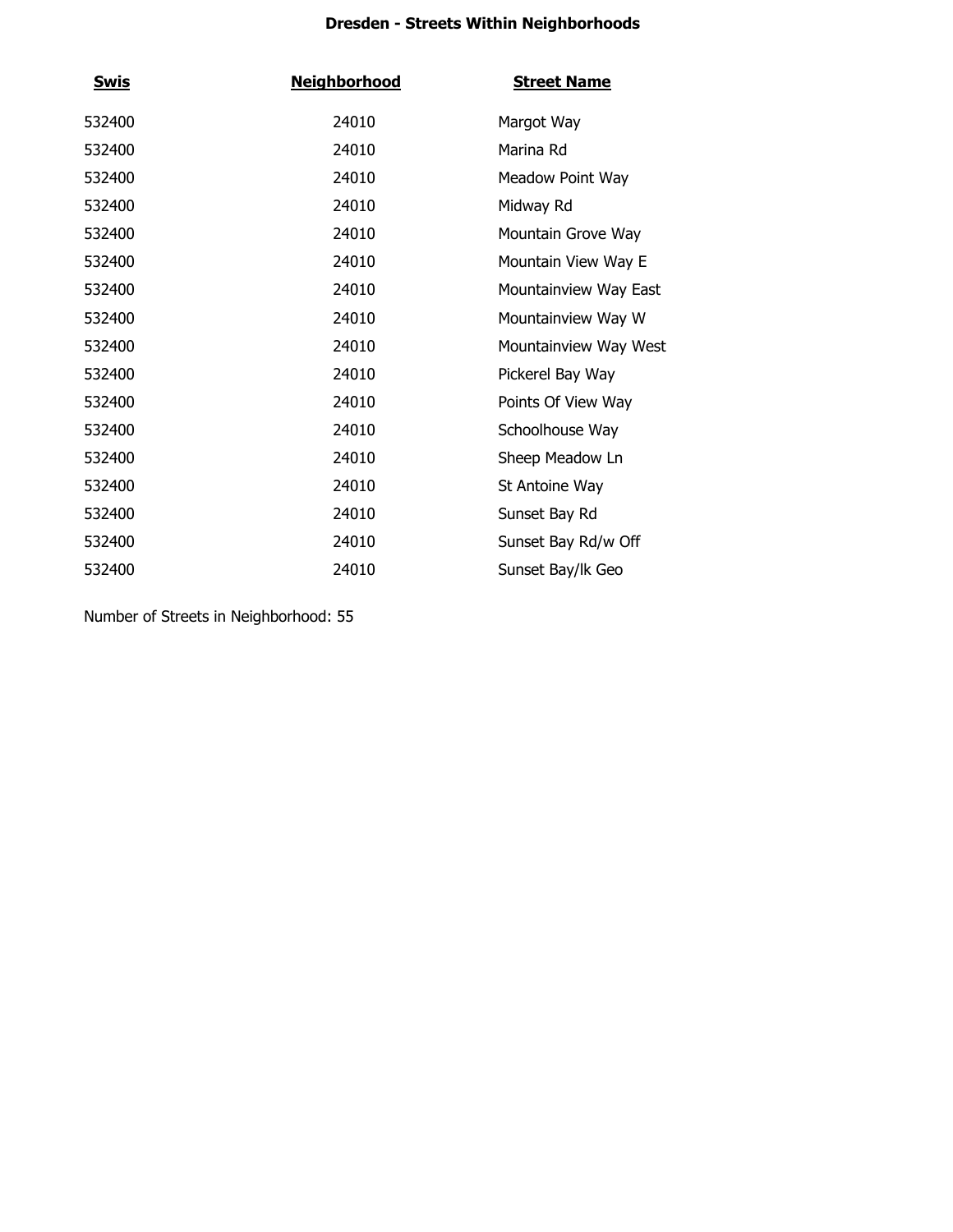**Dresden - Streets Within Neighborhoods**

| Swis | Neighborhood | Street Name |
|---|---|---|
| 532400 | 24010 | Margot Way |
| 532400 | 24010 | Marina Rd |
| 532400 | 24010 | Meadow Point Way |
| 532400 | 24010 | Midway Rd |
| 532400 | 24010 | Mountain Grove Way |
| 532400 | 24010 | Mountain View Way E |
| 532400 | 24010 | Mountainview Way East |
| 532400 | 24010 | Mountainview Way W |
| 532400 | 24010 | Mountainview Way West |
| 532400 | 24010 | Pickerel Bay Way |
| 532400 | 24010 | Points Of View Way |
| 532400 | 24010 | Schoolhouse Way |
| 532400 | 24010 | Sheep Meadow Ln |
| 532400 | 24010 | St Antoine Way |
| 532400 | 24010 | Sunset Bay Rd |
| 532400 | 24010 | Sunset Bay Rd/w Off |
| 532400 | 24010 | Sunset Bay/lk Geo |

Number of Streets in Neighborhood: 55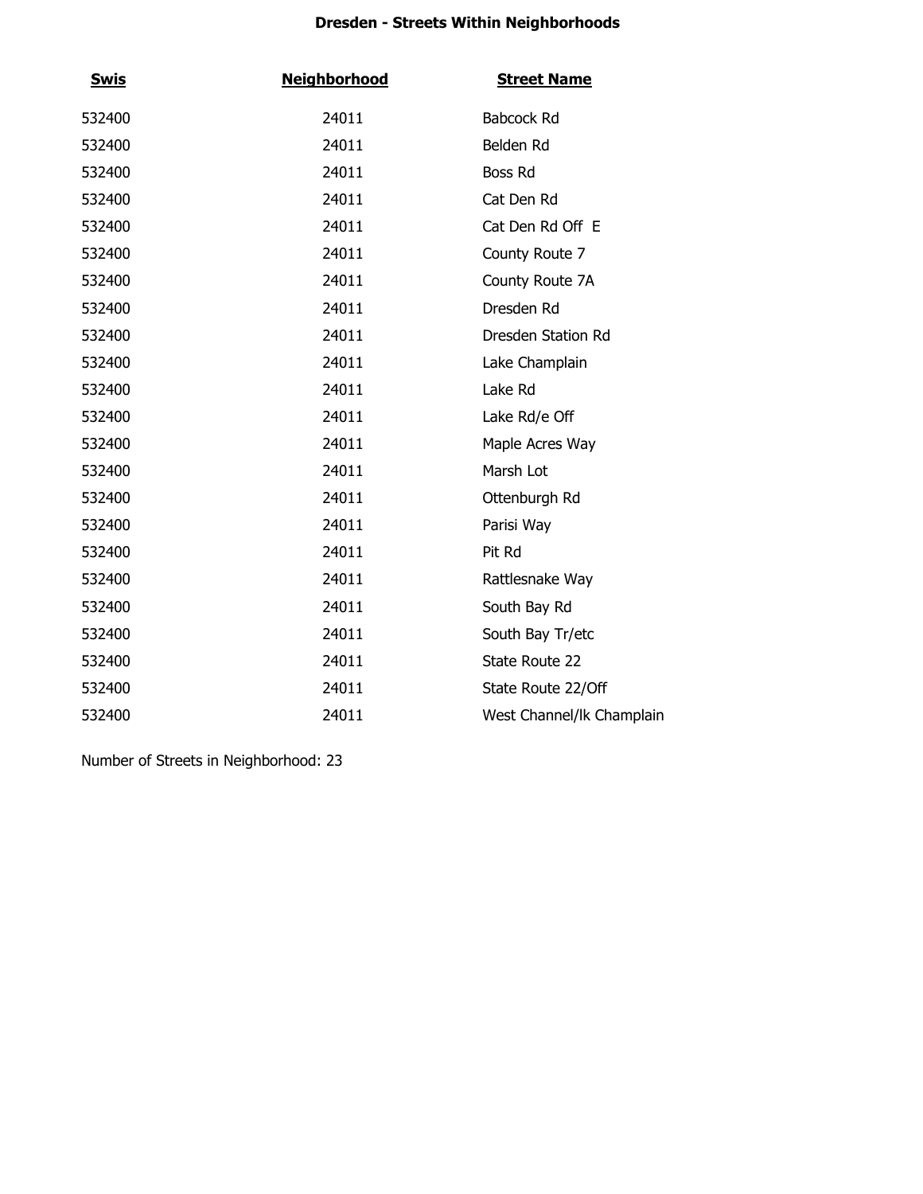**Dresden - Streets Within Neighborhoods**

| Swis | Neighborhood | Street Name |
|---|---|---|
| 532400 | 24011 | Babcock Rd |
| 532400 | 24011 | Belden Rd |
| 532400 | 24011 | Boss Rd |
| 532400 | 24011 | Cat Den Rd |
| 532400 | 24011 | Cat Den Rd Off E |
| 532400 | 24011 | County Route 7 |
| 532400 | 24011 | County Route 7A |
| 532400 | 24011 | Dresden Rd |
| 532400 | 24011 | Dresden Station Rd |
| 532400 | 24011 | Lake Champlain |
| 532400 | 24011 | Lake Rd |
| 532400 | 24011 | Lake Rd/e Off |
| 532400 | 24011 | Maple Acres Way |
| 532400 | 24011 | Marsh Lot |
| 532400 | 24011 | Ottenburgh Rd |
| 532400 | 24011 | Parisi Way |
| 532400 | 24011 | Pit Rd |
| 532400 | 24011 | Rattlesnake Way |
| 532400 | 24011 | South Bay Rd |
| 532400 | 24011 | South Bay Tr/etc |
| 532400 | 24011 | State Route 22 |
| 532400 | 24011 | State Route 22/Off |
| 532400 | 24011 | West Channel/lk Champlain |

Number of Streets in Neighborhood: 23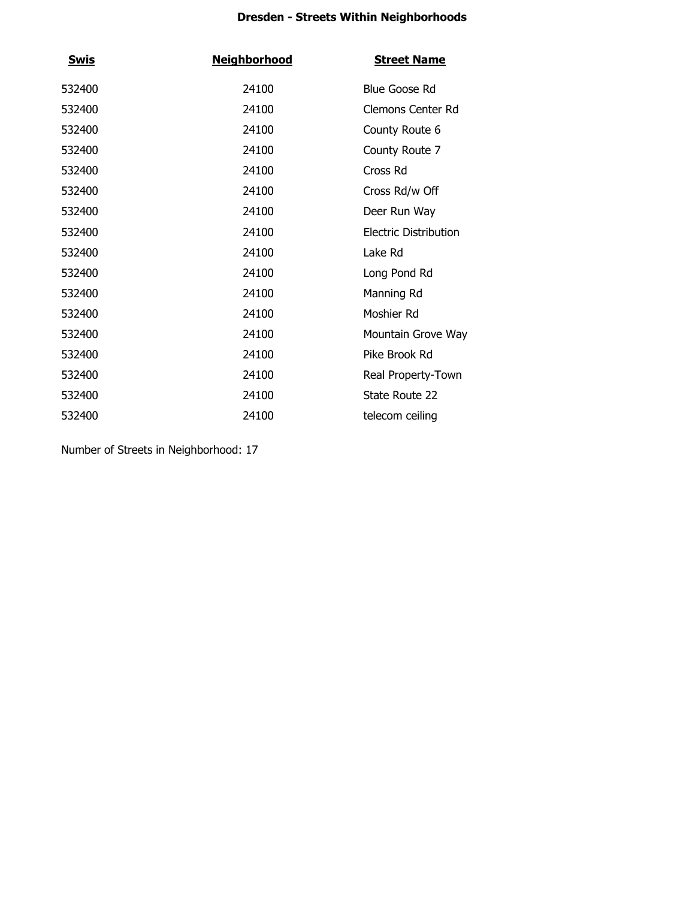# Dresden - Streets Within Neighborhoods

| Swis | Neighborhood | Street Name |
|---|---|---|
| 532400 | 24100 | Blue Goose Rd |
| 532400 | 24100 | Clemons Center Rd |
| 532400 | 24100 | County Route 6 |
| 532400 | 24100 | County Route 7 |
| 532400 | 24100 | Cross Rd |
| 532400 | 24100 | Cross Rd/w Off |
| 532400 | 24100 | Deer Run Way |
| 532400 | 24100 | Electric Distribution |
| 532400 | 24100 | Lake Rd |
| 532400 | 24100 | Long Pond Rd |
| 532400 | 24100 | Manning Rd |
| 532400 | 24100 | Moshier Rd |
| 532400 | 24100 | Mountain Grove Way |
| 532400 | 24100 | Pike Brook Rd |
| 532400 | 24100 | Real Property-Town |
| 532400 | 24100 | State Route 22 |
| 532400 | 24100 | telecom ceiling |

Number of Streets in Neighborhood: 17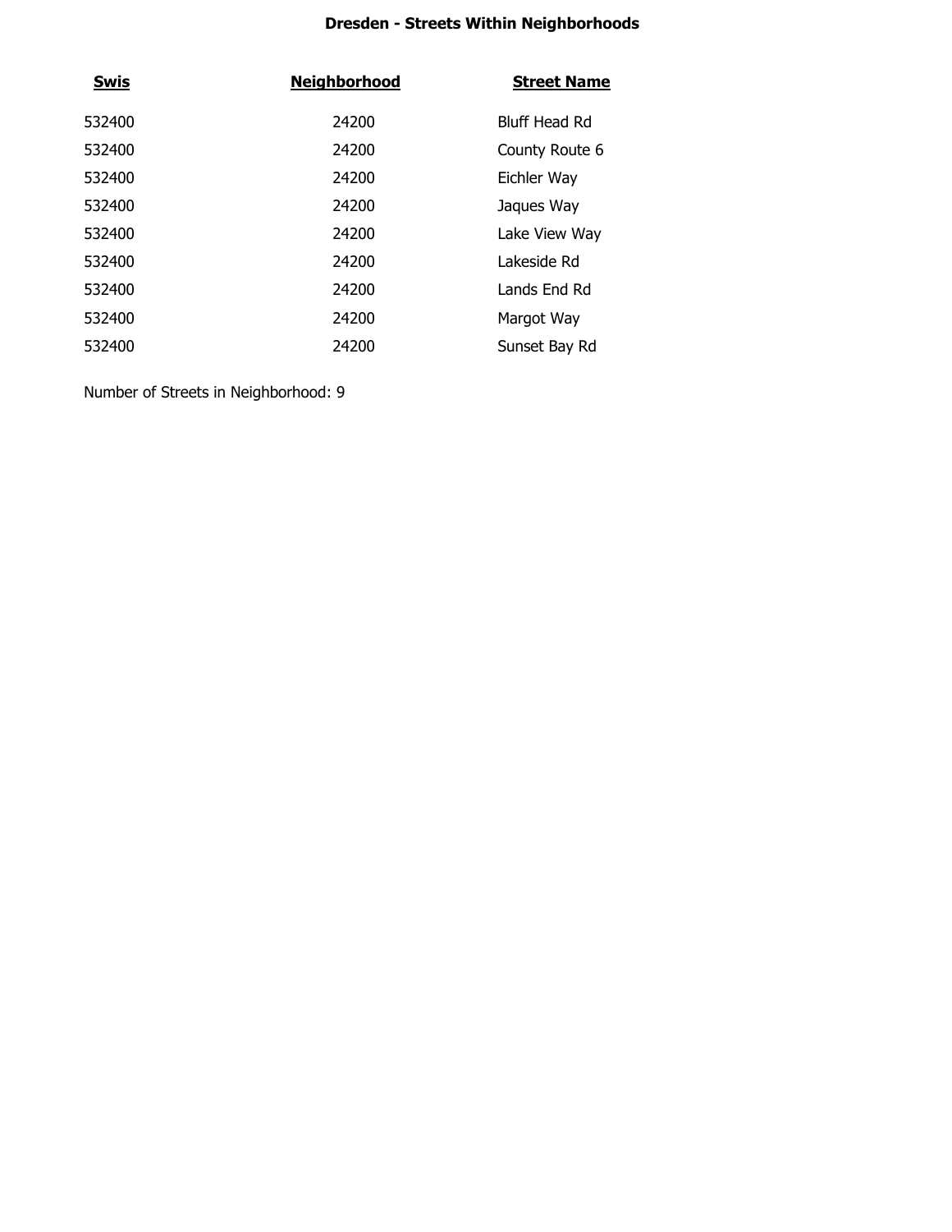**Dresden - Streets Within Neighborhoods**

| Swis | Neighborhood | Street Name |
|---|---|---|
| 532400 | 24200 | Bluff Head Rd |
| 532400 | 24200 | County Route 6 |
| 532400 | 24200 | Eichler Way |
| 532400 | 24200 | Jaques Way |
| 532400 | 24200 | Lake View Way |
| 532400 | 24200 | Lakeside Rd |
| 532400 | 24200 | Lands End Rd |
| 532400 | 24200 | Margot Way |
| 532400 | 24200 | Sunset Bay Rd |

Number of Streets in Neighborhood: 9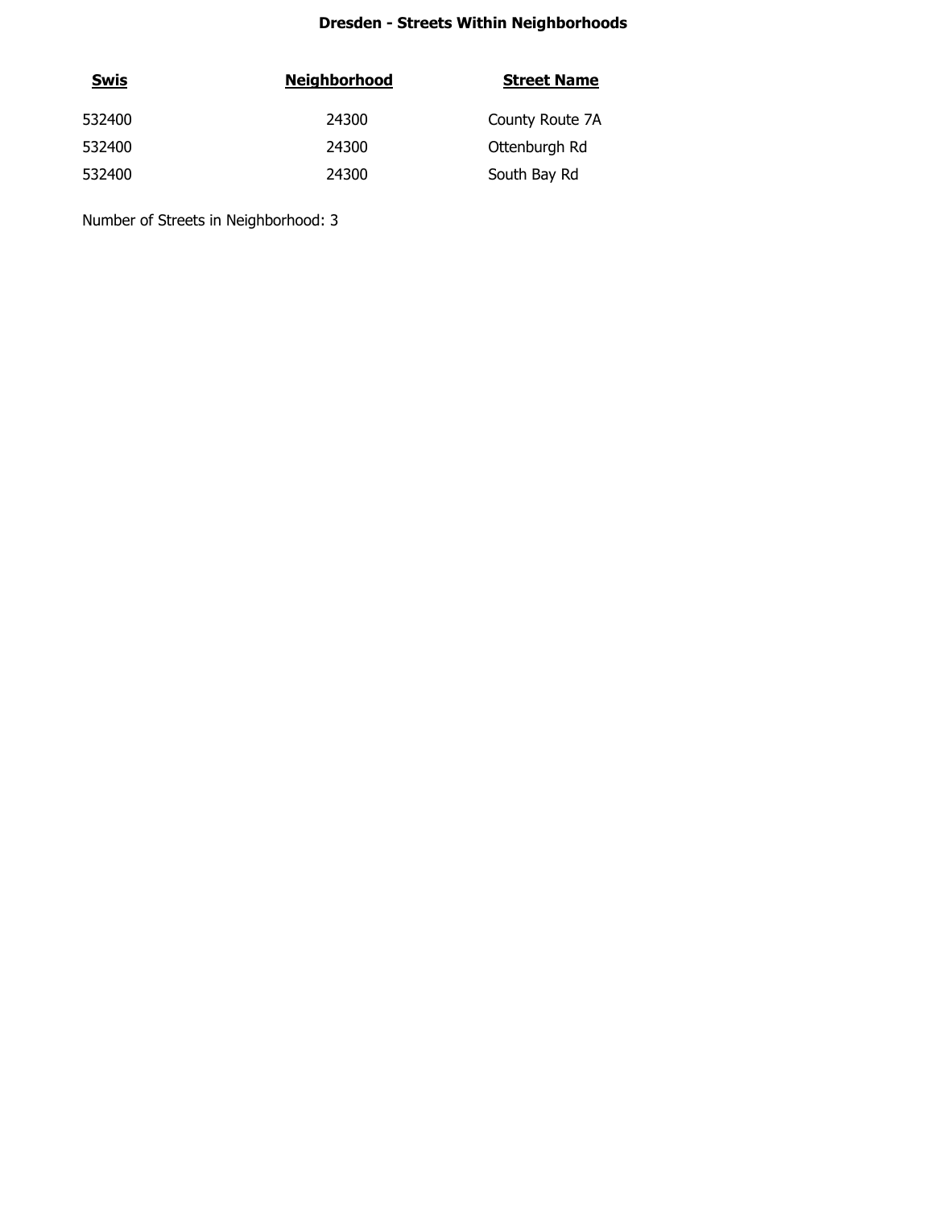# Dresden - Streets Within Neighborhoods

| Swis | Neighborhood | Street Name |
| --- | --- | --- |
| 532400 | 24300 | County Route 7A |
| 532400 | 24300 | Ottenburgh Rd |
| 532400 | 24300 | South Bay Rd |

Number of Streets in Neighborhood: 3